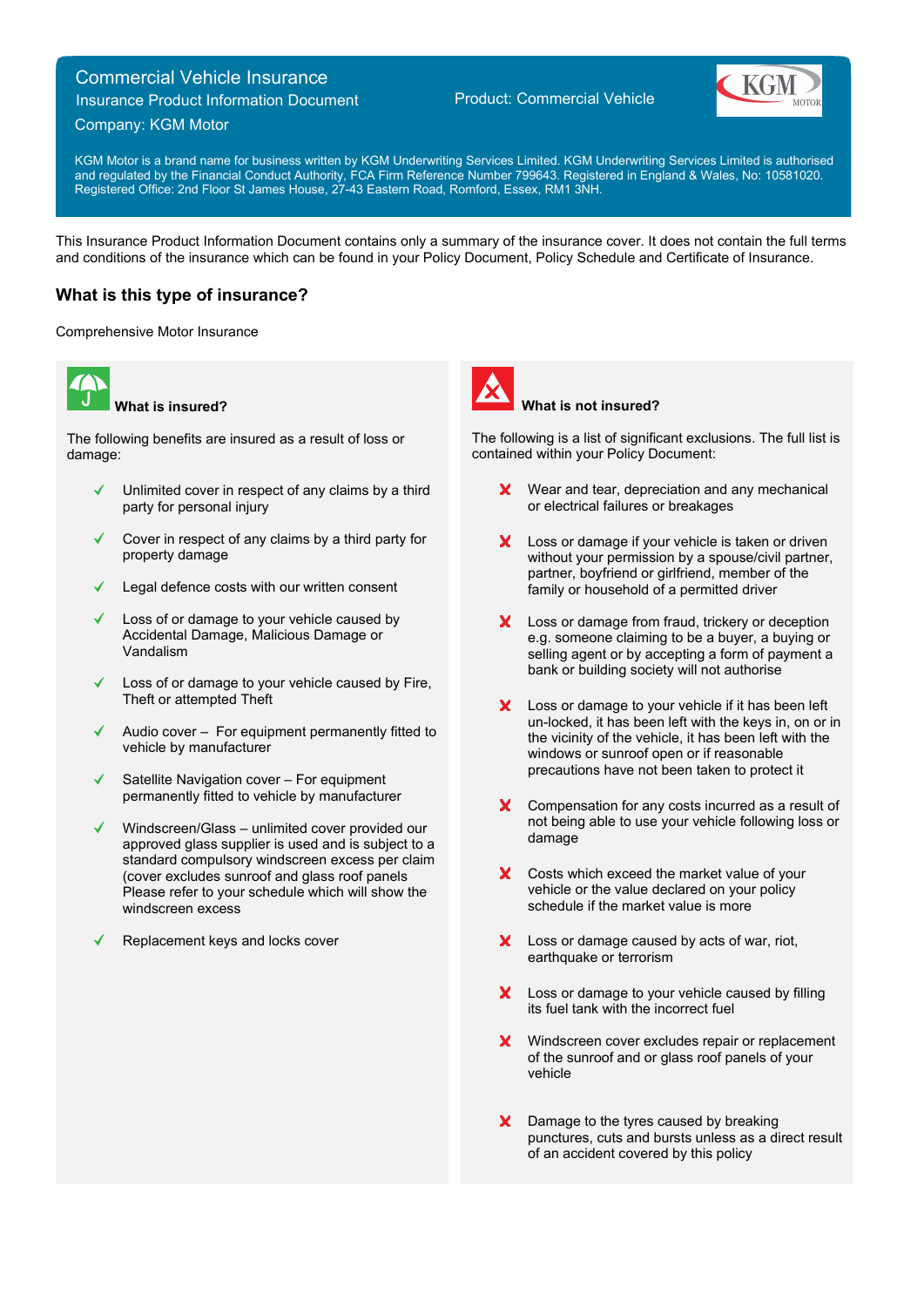# Commercial Vehicle Insurance

Insurance Product Information Document

Company: KGM Motor

Product: Commercial Vehicle

KGM Motor is a brand name for business written by KGM Underwriting Services Limited. KGM Underwriting Services Limited is authorised and regulated by the Financial Conduct Authority, FCA Firm Reference Number 799643. Registered in England & Wales, No: 10581020. Registered Office: 2nd Floor St James House, 27-43 Eastern Road, Romford, Essex, RM1 3NH.

This Insurance Product Information Document contains only a summary of the insurance cover. It does not contain the full terms and conditions of the insurance which can be found in your Policy Document, Policy Schedule and Certificate of Insurance.

## What is this type of insurance?

Comprehensive Motor Insurance

### What is insured?

The following benefits are insured as a result of loss or damage:

- ✓ Unlimited cover in respect of any claims by a third party for personal injury
- ✓ Cover in respect of any claims by a third party for property damage
- ✓ Legal defence costs with our written consent
- ✓ Loss of or damage to your vehicle caused by Accidental Damage, Malicious Damage or Vandalism
- ✓ Loss of or damage to your vehicle caused by Fire, Theft or attempted Theft
- ✓ Audio cover – For equipment permanently fitted to vehicle by manufacturer
- ✓ Satellite Navigation cover – For equipment permanently fitted to vehicle by manufacturer
- ✓ Windscreen/Glass – unlimited cover provided our approved glass supplier is used and is subject to a standard compulsory windscreen excess per claim (cover excludes sunroof and glass roof panels Please refer to your schedule which will show the windscreen excess
- ✓ Replacement keys and locks cover

### What is not insured?

The following is a list of significant exclusions. The full list is contained within your Policy Document:

- ✗ Wear and tear, depreciation and any mechanical or electrical failures or breakages
- ✗ Loss or damage if your vehicle is taken or driven without your permission by a spouse/civil partner, partner, boyfriend or girlfriend, member of the family or household of a permitted driver
- ✗ Loss or damage from fraud, trickery or deception e.g. someone claiming to be a buyer, a buying or selling agent or by accepting a form of payment a bank or building society will not authorise
- ✗ Loss or damage to your vehicle if it has been left un-locked, it has been left with the keys in, on or in the vicinity of the vehicle, it has been left with the windows or sunroof open or if reasonable precautions have not been taken to protect it
- ✗ Compensation for any costs incurred as a result of not being able to use your vehicle following loss or damage
- ✗ Costs which exceed the market value of your vehicle or the value declared on your policy schedule if the market value is more
- ✗ Loss or damage caused by acts of war, riot, earthquake or terrorism
- ✗ Loss or damage to your vehicle caused by filling its fuel tank with the incorrect fuel
- ✗ Windscreen cover excludes repair or replacement of the sunroof and or glass roof panels of your vehicle
- ✗ Damage to the tyres caused by breaking punctures, cuts and bursts unless as a direct result of an accident covered by this policy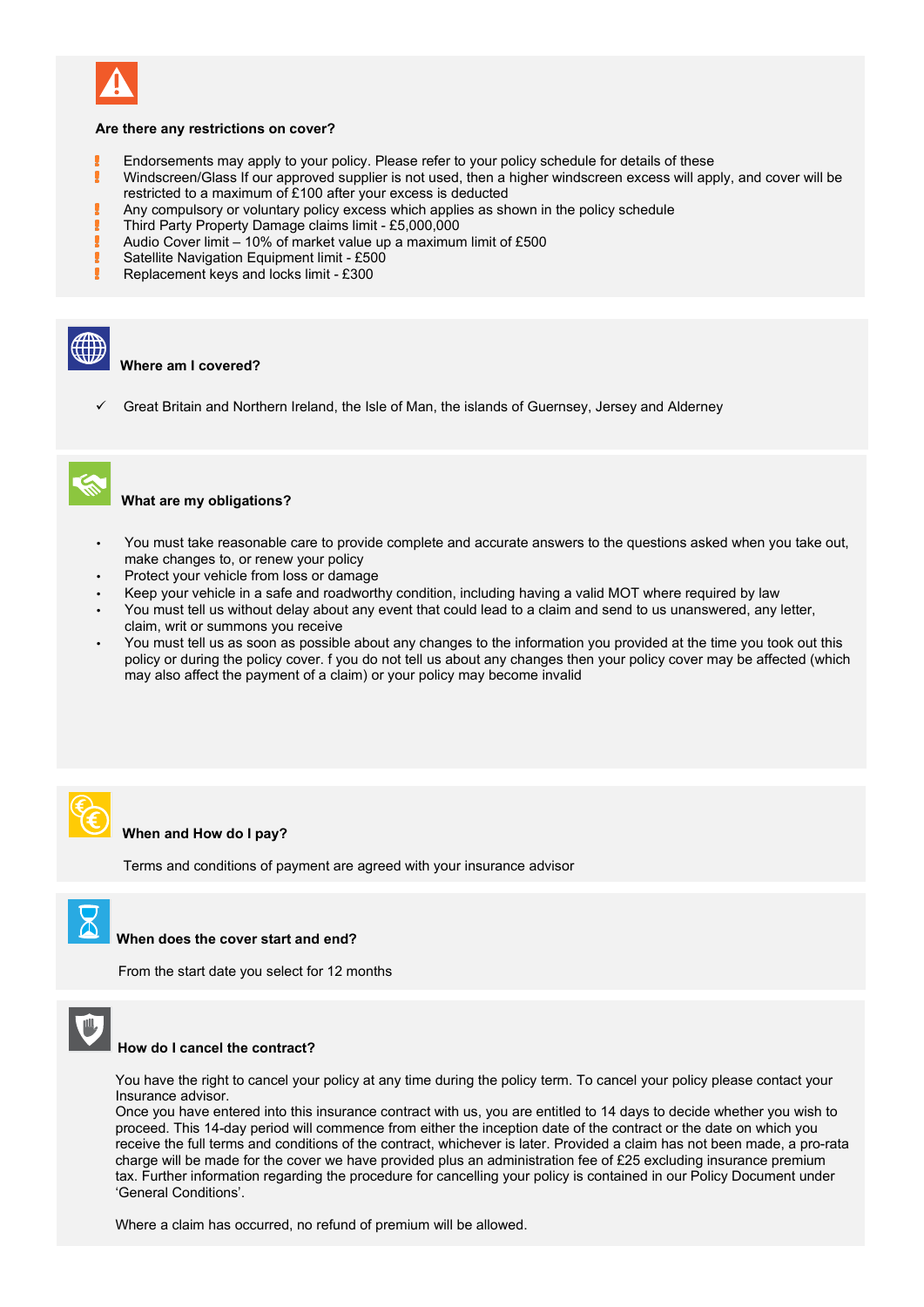### Are there any restrictions on cover?

- ! Endorsements may apply to your policy. Please refer to your policy schedule for details of these
- ! Windscreen/Glass If our approved supplier is not used, then a higher windscreen excess will apply, and cover will be restricted to a maximum of £100 after your excess is deducted
- ! Any compulsory or voluntary policy excess which applies as shown in the policy schedule
- ! Third Party Property Damage claims limit - £5,000,000
- ! Audio Cover limit – 10% of market value up a maximum limit of £500
- ! Satellite Navigation Equipment limit - £500
- ! Replacement keys and locks limit - £300

### Where am I covered?

- ✓ Great Britain and Northern Ireland, the Isle of Man, the islands of Guernsey, Jersey and Alderney

### What are my obligations?

- You must take reasonable care to provide complete and accurate answers to the questions asked when you take out, make changes to, or renew your policy
- Protect your vehicle from loss or damage
- Keep your vehicle in a safe and roadworthy condition, including having a valid MOT where required by law
- You must tell us without delay about any event that could lead to a claim and send to us unanswered, any letter, claim, writ or summons you receive
- You must tell us as soon as possible about any changes to the information you provided at the time you took out this policy or during the policy cover. f you do not tell us about any changes then your policy cover may be affected (which may also affect the payment of a claim) or your policy may become invalid

### When and How do I pay?

Terms and conditions of payment are agreed with your insurance advisor

### When does the cover start and end?

From the start date you select for 12 months

### How do I cancel the contract?

You have the right to cancel your policy at any time during the policy term. To cancel your policy please contact your Insurance advisor.
Once you have entered into this insurance contract with us, you are entitled to 14 days to decide whether you wish to proceed. This 14-day period will commence from either the inception date of the contract or the date on which you receive the full terms and conditions of the contract, whichever is later. Provided a claim has not been made, a pro-rata charge will be made for the cover we have provided plus an administration fee of £25 excluding insurance premium tax. Further information regarding the procedure for cancelling your policy is contained in our Policy Document under 'General Conditions'.

Where a claim has occurred, no refund of premium will be allowed.